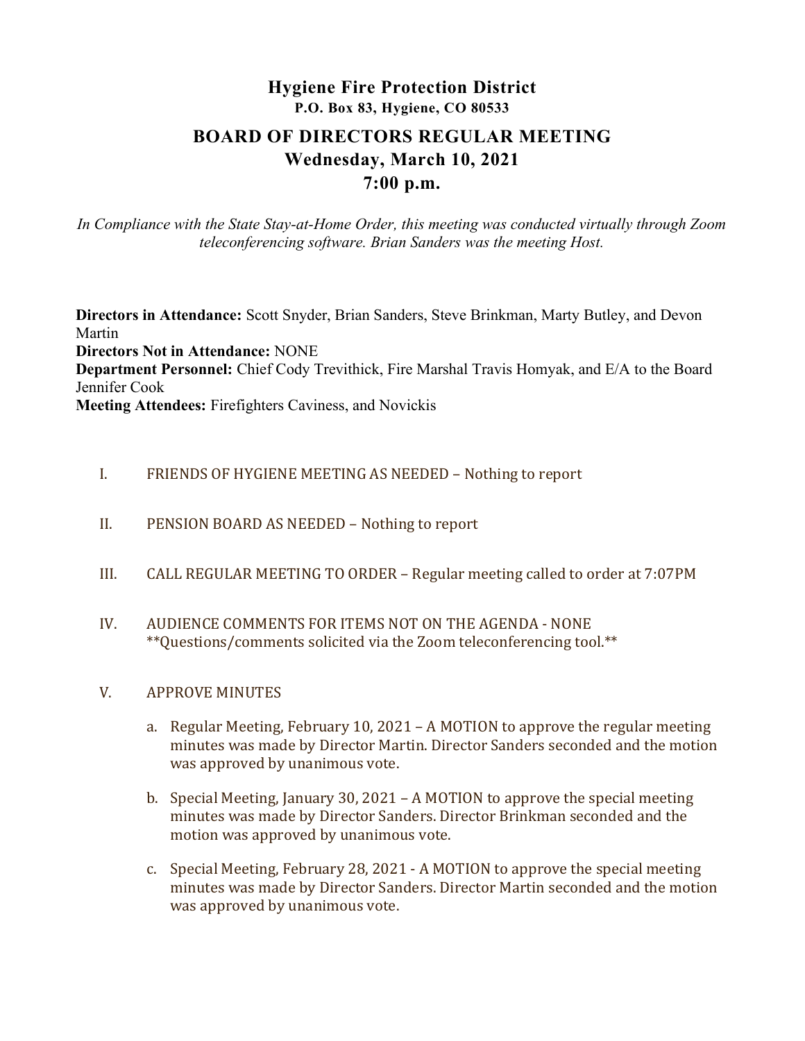# Hygiene Fire Protection District

**P.O. Box 83, Hygiene, CO 80533**

## BOARD OF DIRECTORS REGULAR MEETING

## Wednesday, March 10, 2021

## 7:00 p.m.

*In Compliance with the State Stay-at-Home Order, this meeting was conducted virtually through Zoom teleconferencing software. Brian Sanders was the meeting Host.*

**Directors in Attendance:** Scott Snyder, Brian Sanders, Steve Brinkman, Marty Butley, and Devon Martin
**Directors Not in Attendance:** NONE
**Department Personnel:** Chief Cody Trevithick, Fire Marshal Travis Homyak, and E/A to the Board Jennifer Cook
**Meeting Attendees:** Firefighters Caviness, and Novickis

I. FRIENDS OF HYGIENE MEETING AS NEEDED – Nothing to report

II. PENSION BOARD AS NEEDED – Nothing to report

III. CALL REGULAR MEETING TO ORDER – Regular meeting called to order at 7:07PM

IV. AUDIENCE COMMENTS FOR ITEMS NOT ON THE AGENDA - NONE
**Questions/comments solicited via the Zoom teleconferencing tool.**

V. APPROVE MINUTES

a. Regular Meeting, February 10, 2021 – A MOTION to approve the regular meeting minutes was made by Director Martin. Director Sanders seconded and the motion was approved by unanimous vote.

b. Special Meeting, January 30, 2021 – A MOTION to approve the special meeting minutes was made by Director Sanders. Director Brinkman seconded and the motion was approved by unanimous vote.

c. Special Meeting, February 28, 2021 - A MOTION to approve the special meeting minutes was made by Director Sanders. Director Martin seconded and the motion was approved by unanimous vote.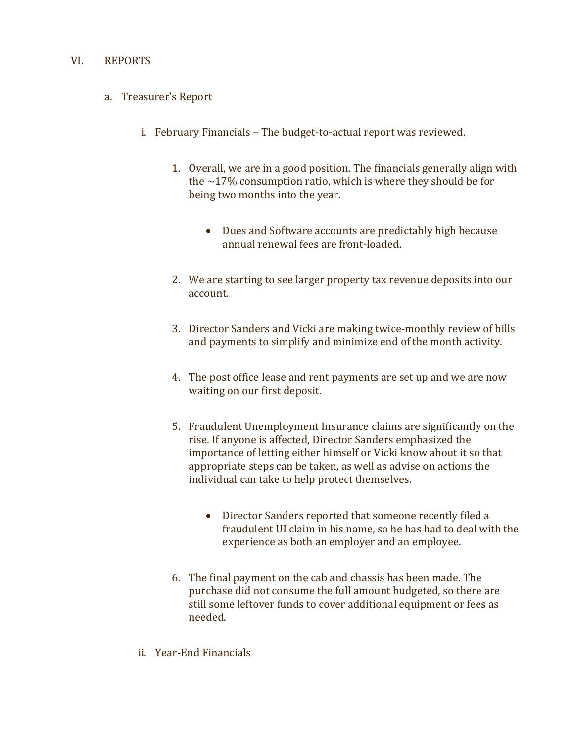VI. REPORTS

a. Treasurer's Report

i. February Financials – The budget-to-actual report was reviewed.

1. Overall, we are in a good position. The financials generally align with the ~17% consumption ratio, which is where they should be for being two months into the year.

    - Dues and Software accounts are predictably high because annual renewal fees are front-loaded.

2. We are starting to see larger property tax revenue deposits into our account.

3. Director Sanders and Vicki are making twice-monthly review of bills and payments to simplify and minimize end of the month activity.

4. The post office lease and rent payments are set up and we are now waiting on our first deposit.

5. Fraudulent Unemployment Insurance claims are significantly on the rise. If anyone is affected, Director Sanders emphasized the importance of letting either himself or Vicki know about it so that appropriate steps can be taken, as well as advise on actions the individual can take to help protect themselves.

    - Director Sanders reported that someone recently filed a fraudulent UI claim in his name, so he has had to deal with the experience as both an employer and an employee.

6. The final payment on the cab and chassis has been made. The purchase did not consume the full amount budgeted, so there are still some leftover funds to cover additional equipment or fees as needed.

ii. Year-End Financials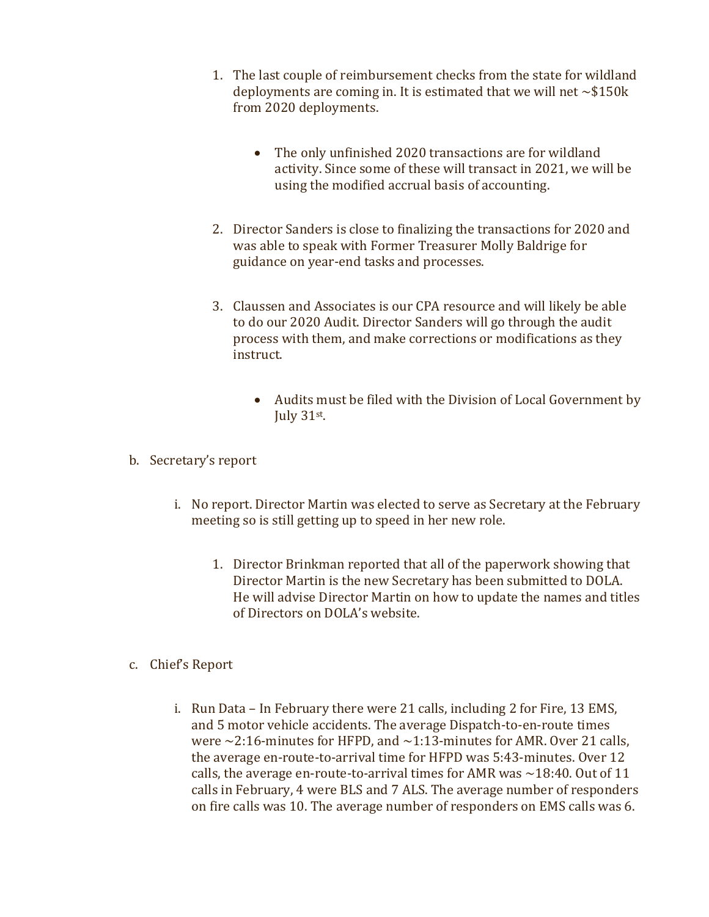1. The last couple of reimbursement checks from the state for wildland deployments are coming in. It is estimated that we will net ~$150k from 2020 deployments.

    - The only unfinished 2020 transactions are for wildland activity. Since some of these will transact in 2021, we will be using the modified accrual basis of accounting.

2. Director Sanders is close to finalizing the transactions for 2020 and was able to speak with Former Treasurer Molly Baldrige for guidance on year-end tasks and processes.

3. Claussen and Associates is our CPA resource and will likely be able to do our 2020 Audit. Director Sanders will go through the audit process with them, and make corrections or modifications as they instruct.

    - Audits must be filed with the Division of Local Government by July 31st.

b. Secretary's report

i. No report. Director Martin was elected to serve as Secretary at the February meeting so is still getting up to speed in her new role.

1. Director Brinkman reported that all of the paperwork showing that Director Martin is the new Secretary has been submitted to DOLA. He will advise Director Martin on how to update the names and titles of Directors on DOLA's website.

c. Chief's Report

i. Run Data – In February there were 21 calls, including 2 for Fire, 13 EMS, and 5 motor vehicle accidents. The average Dispatch-to-en-route times were ~2:16-minutes for HFPD, and ~1:13-minutes for AMR. Over 21 calls, the average en-route-to-arrival time for HFPD was 5:43-minutes. Over 12 calls, the average en-route-to-arrival times for AMR was ~18:40. Out of 11 calls in February, 4 were BLS and 7 ALS. The average number of responders on fire calls was 10. The average number of responders on EMS calls was 6.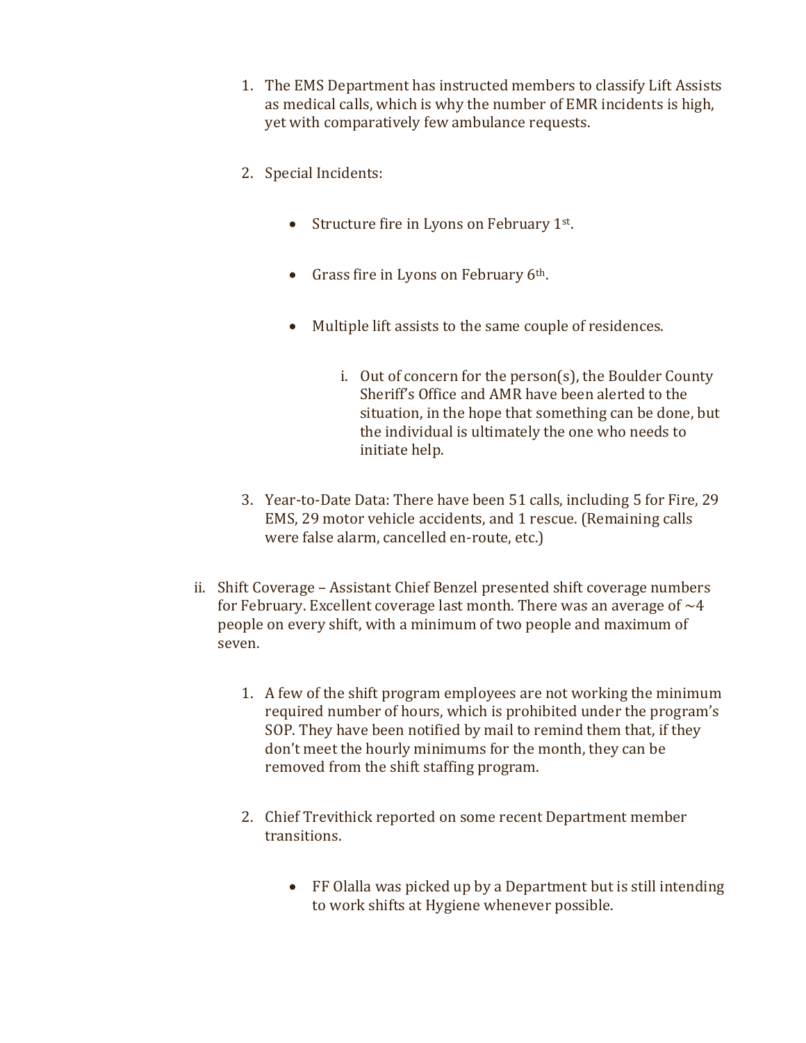1. The EMS Department has instructed members to classify Lift Assists as medical calls, which is why the number of EMR incidents is high, yet with comparatively few ambulance requests.

2. Special Incidents:

   - Structure fire in Lyons on February 1st.

   - Grass fire in Lyons on February 6th.

   - Multiple lift assists to the same couple of residences.

     i. Out of concern for the person(s), the Boulder County Sheriff's Office and AMR have been alerted to the situation, in the hope that something can be done, but the individual is ultimately the one who needs to initiate help.

3. Year-to-Date Data: There have been 51 calls, including 5 for Fire, 29 EMS, 29 motor vehicle accidents, and 1 rescue. (Remaining calls were false alarm, cancelled en-route, etc.)

ii. Shift Coverage – Assistant Chief Benzel presented shift coverage numbers for February. Excellent coverage last month. There was an average of ~4 people on every shift, with a minimum of two people and maximum of seven.

1. A few of the shift program employees are not working the minimum required number of hours, which is prohibited under the program's SOP. They have been notified by mail to remind them that, if they don't meet the hourly minimums for the month, they can be removed from the shift staffing program.

2. Chief Trevithick reported on some recent Department member transitions.

   - FF Olalla was picked up by a Department but is still intending to work shifts at Hygiene whenever possible.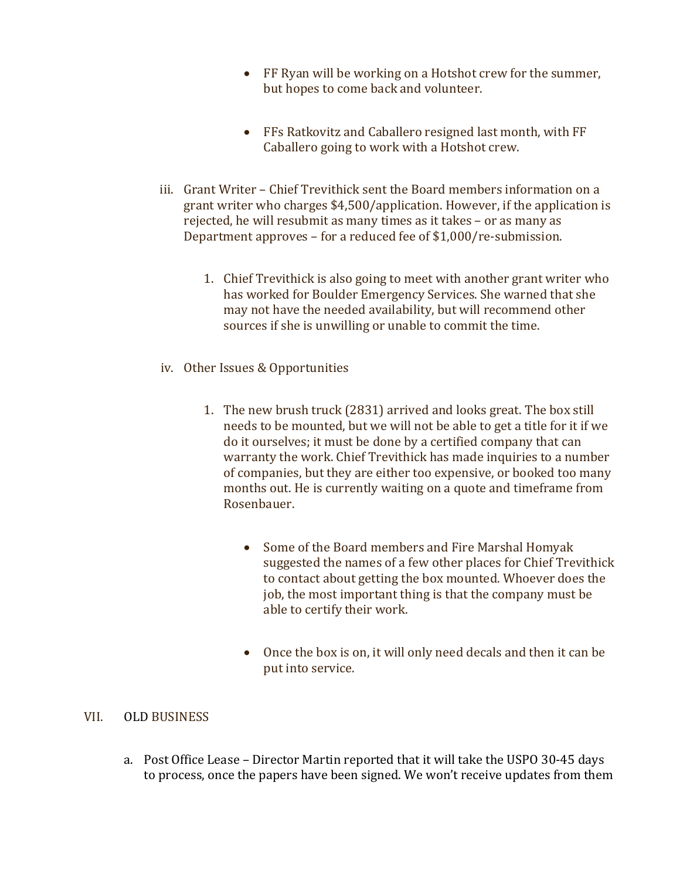- FF Ryan will be working on a Hotshot crew for the summer, but hopes to come back and volunteer.

- FFs Ratkovitz and Caballero resigned last month, with FF Caballero going to work with a Hotshot crew.

iii. Grant Writer – Chief Trevithick sent the Board members information on a grant writer who charges $4,500/application. However, if the application is rejected, he will resubmit as many times as it takes – or as many as Department approves – for a reduced fee of $1,000/re-submission.

1. Chief Trevithick is also going to meet with another grant writer who has worked for Boulder Emergency Services. She warned that she may not have the needed availability, but will recommend other sources if she is unwilling or unable to commit the time.

iv. Other Issues & Opportunities

1. The new brush truck (2831) arrived and looks great. The box still needs to be mounted, but we will not be able to get a title for it if we do it ourselves; it must be done by a certified company that can warranty the work. Chief Trevithick has made inquiries to a number of companies, but they are either too expensive, or booked too many months out. He is currently waiting on a quote and timeframe from Rosenbauer.

   - Some of the Board members and Fire Marshal Homyak suggested the names of a few other places for Chief Trevithick to contact about getting the box mounted. Whoever does the job, the most important thing is that the company must be able to certify their work.

   - Once the box is on, it will only need decals and then it can be put into service.

VII. OLD BUSINESS

a. Post Office Lease – Director Martin reported that it will take the USPO 30-45 days to process, once the papers have been signed. We won't receive updates from them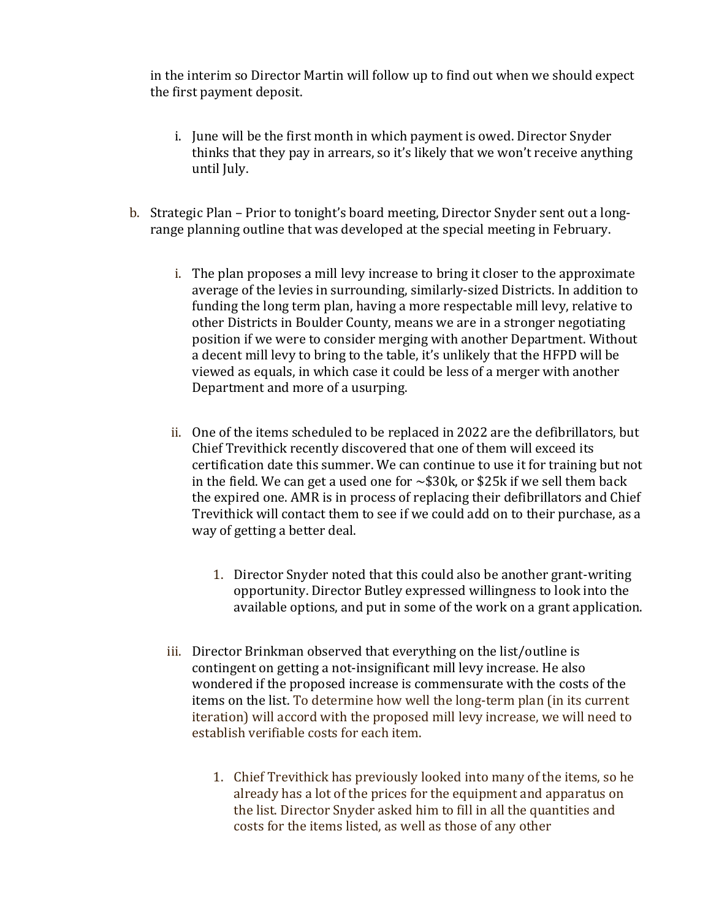in the interim so Director Martin will follow up to find out when we should expect the first payment deposit.

i. June will be the first month in which payment is owed. Director Snyder thinks that they pay in arrears, so it's likely that we won't receive anything until July.

b. Strategic Plan – Prior to tonight's board meeting, Director Snyder sent out a long-range planning outline that was developed at the special meeting in February.

i. The plan proposes a mill levy increase to bring it closer to the approximate average of the levies in surrounding, similarly-sized Districts. In addition to funding the long term plan, having a more respectable mill levy, relative to other Districts in Boulder County, means we are in a stronger negotiating position if we were to consider merging with another Department. Without a decent mill levy to bring to the table, it's unlikely that the HFPD will be viewed as equals, in which case it could be less of a merger with another Department and more of a usurping.

ii. One of the items scheduled to be replaced in 2022 are the defibrillators, but Chief Trevithick recently discovered that one of them will exceed its certification date this summer. We can continue to use it for training but not in the field. We can get a used one for ~$30k, or $25k if we sell them back the expired one. AMR is in process of replacing their defibrillators and Chief Trevithick will contact them to see if we could add on to their purchase, as a way of getting a better deal.

1. Director Snyder noted that this could also be another grant-writing opportunity. Director Butley expressed willingness to look into the available options, and put in some of the work on a grant application.

iii. Director Brinkman observed that everything on the list/outline is contingent on getting a not-insignificant mill levy increase. He also wondered if the proposed increase is commensurate with the costs of the items on the list. To determine how well the long-term plan (in its current iteration) will accord with the proposed mill levy increase, we will need to establish verifiable costs for each item.

1. Chief Trevithick has previously looked into many of the items, so he already has a lot of the prices for the equipment and apparatus on the list. Director Snyder asked him to fill in all the quantities and costs for the items listed, as well as those of any other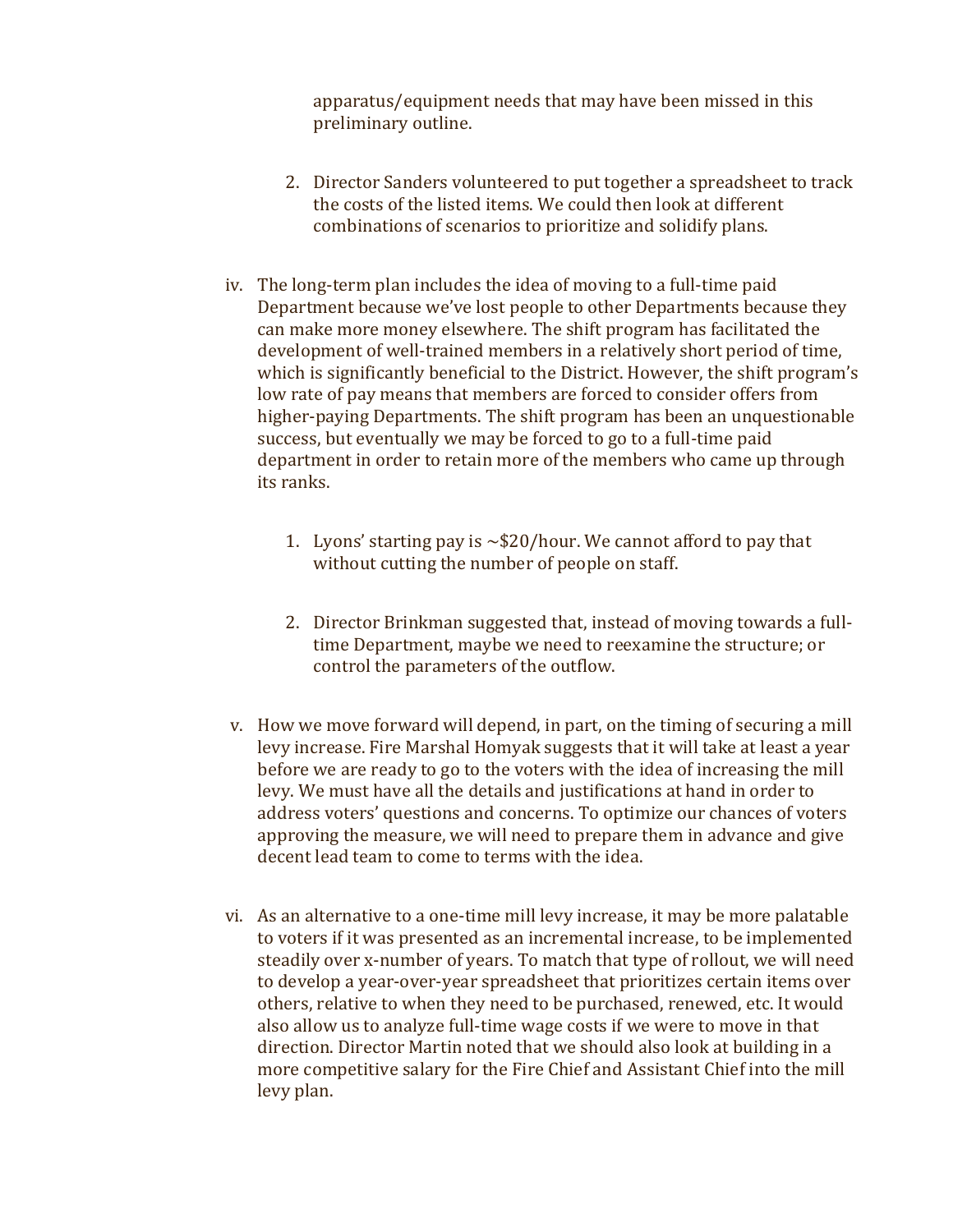apparatus/equipment needs that may have been missed in this preliminary outline.

2. Director Sanders volunteered to put together a spreadsheet to track the costs of the listed items. We could then look at different combinations of scenarios to prioritize and solidify plans.

iv. The long-term plan includes the idea of moving to a full-time paid Department because we've lost people to other Departments because they can make more money elsewhere. The shift program has facilitated the development of well-trained members in a relatively short period of time, which is significantly beneficial to the District. However, the shift program's low rate of pay means that members are forced to consider offers from higher-paying Departments. The shift program has been an unquestionable success, but eventually we may be forced to go to a full-time paid department in order to retain more of the members who came up through its ranks.

   1. Lyons' starting pay is ~$20/hour. We cannot afford to pay that without cutting the number of people on staff.

   2. Director Brinkman suggested that, instead of moving towards a full-time Department, maybe we need to reexamine the structure; or control the parameters of the outflow.

v. How we move forward will depend, in part, on the timing of securing a mill levy increase. Fire Marshal Homyak suggests that it will take at least a year before we are ready to go to the voters with the idea of increasing the mill levy. We must have all the details and justifications at hand in order to address voters' questions and concerns. To optimize our chances of voters approving the measure, we will need to prepare them in advance and give decent lead team to come to terms with the idea.

vi. As an alternative to a one-time mill levy increase, it may be more palatable to voters if it was presented as an incremental increase, to be implemented steadily over x-number of years. To match that type of rollout, we will need to develop a year-over-year spreadsheet that prioritizes certain items over others, relative to when they need to be purchased, renewed, etc. It would also allow us to analyze full-time wage costs if we were to move in that direction. Director Martin noted that we should also look at building in a more competitive salary for the Fire Chief and Assistant Chief into the mill levy plan.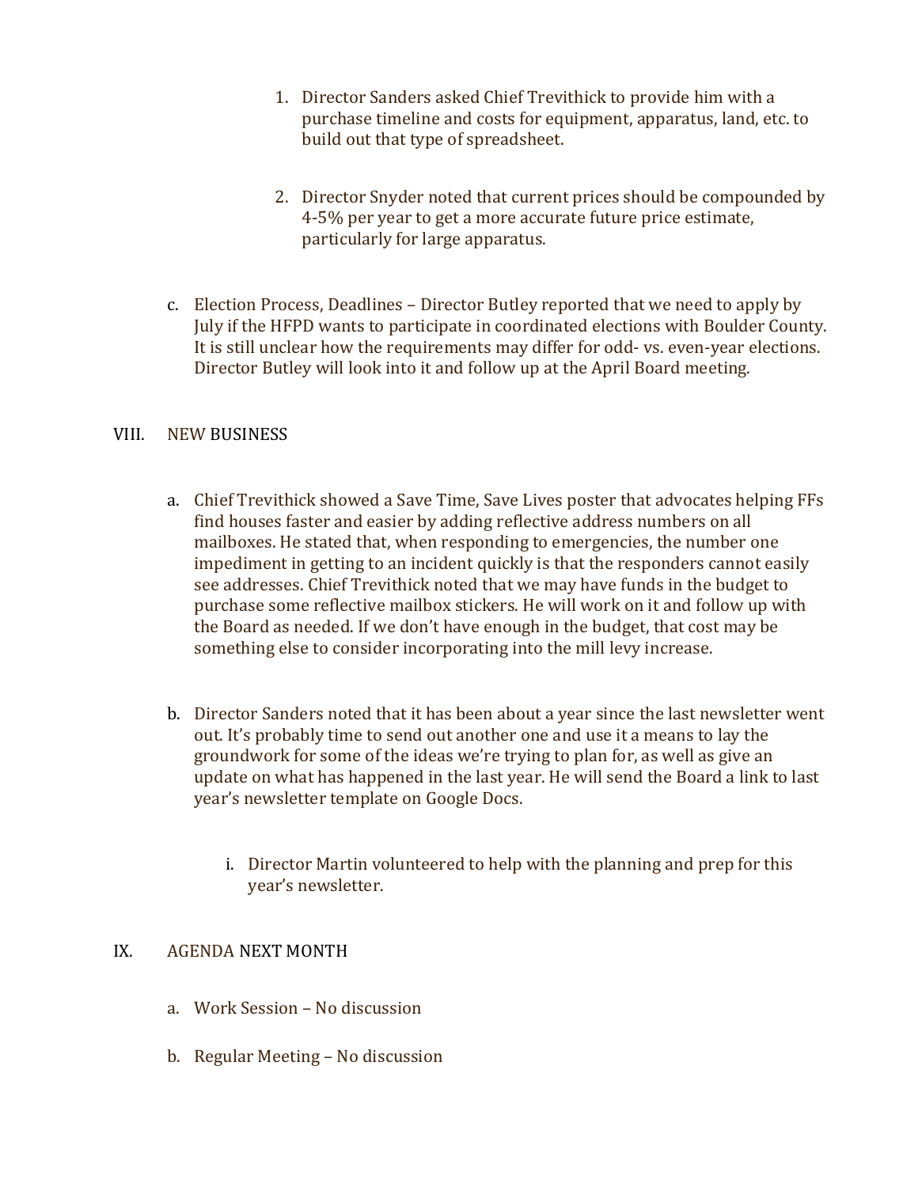1. Director Sanders asked Chief Trevithick to provide him with a purchase timeline and costs for equipment, apparatus, land, etc. to build out that type of spreadsheet.

2. Director Snyder noted that current prices should be compounded by 4-5% per year to get a more accurate future price estimate, particularly for large apparatus.

c. Election Process, Deadlines – Director Butley reported that we need to apply by July if the HFPD wants to participate in coordinated elections with Boulder County. It is still unclear how the requirements may differ for odd- vs. even-year elections. Director Butley will look into it and follow up at the April Board meeting.

VIII. NEW BUSINESS

a. Chief Trevithick showed a Save Time, Save Lives poster that advocates helping FFs find houses faster and easier by adding reflective address numbers on all mailboxes. He stated that, when responding to emergencies, the number one impediment in getting to an incident quickly is that the responders cannot easily see addresses. Chief Trevithick noted that we may have funds in the budget to purchase some reflective mailbox stickers. He will work on it and follow up with the Board as needed. If we don't have enough in the budget, that cost may be something else to consider incorporating into the mill levy increase.

b. Director Sanders noted that it has been about a year since the last newsletter went out. It's probably time to send out another one and use it a means to lay the groundwork for some of the ideas we're trying to plan for, as well as give an update on what has happened in the last year. He will send the Board a link to last year's newsletter template on Google Docs.

   i. Director Martin volunteered to help with the planning and prep for this year's newsletter.

IX. AGENDA NEXT MONTH

a. Work Session – No discussion

b. Regular Meeting – No discussion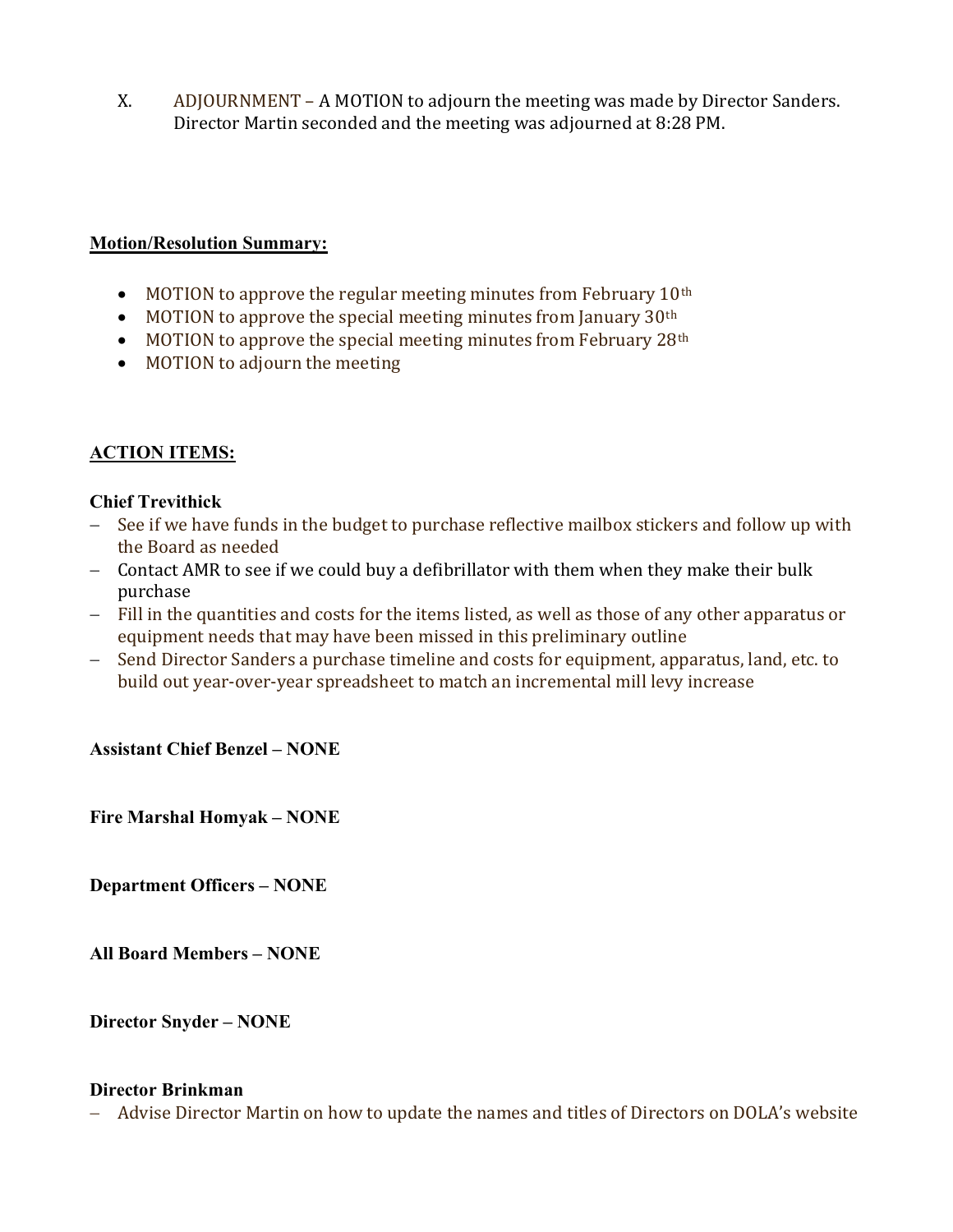X. ADJOURNMENT – A MOTION to adjourn the meeting was made by Director Sanders. Director Martin seconded and the meeting was adjourned at 8:28 PM.

**Motion/Resolution Summary:**

- MOTION to approve the regular meeting minutes from February 10th
- MOTION to approve the special meeting minutes from January 30th
- MOTION to approve the special meeting minutes from February 28th
- MOTION to adjourn the meeting

**ACTION ITEMS:**

**Chief Trevithick**

- See if we have funds in the budget to purchase reflective mailbox stickers and follow up with the Board as needed
- Contact AMR to see if we could buy a defibrillator with them when they make their bulk purchase
- Fill in the quantities and costs for the items listed, as well as those of any other apparatus or equipment needs that may have been missed in this preliminary outline
- Send Director Sanders a purchase timeline and costs for equipment, apparatus, land, etc. to build out year-over-year spreadsheet to match an incremental mill levy increase

**Assistant Chief Benzel – NONE**

**Fire Marshal Homyak – NONE**

**Department Officers – NONE**

**All Board Members – NONE**

**Director Snyder – NONE**

**Director Brinkman**

- Advise Director Martin on how to update the names and titles of Directors on DOLA's website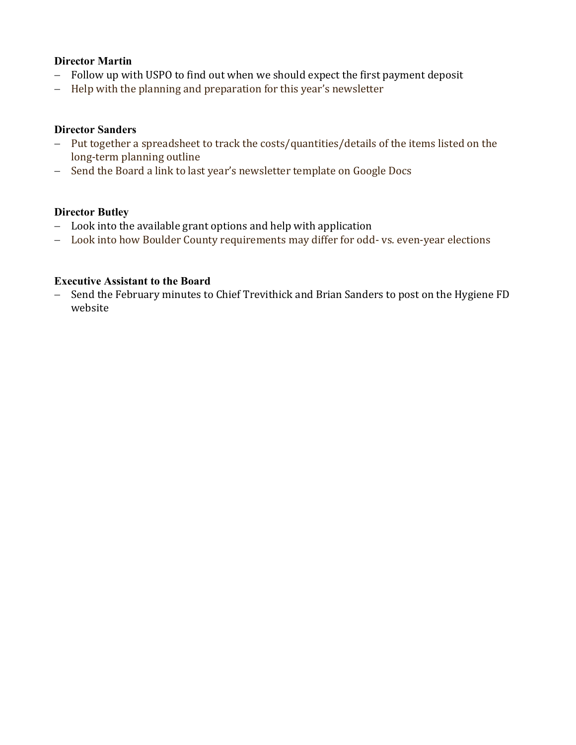**Director Martin**

- Follow up with USPO to find out when we should expect the first payment deposit
- Help with the planning and preparation for this year's newsletter

**Director Sanders**

- Put together a spreadsheet to track the costs/quantities/details of the items listed on the long-term planning outline
- Send the Board a link to last year's newsletter template on Google Docs

**Director Butley**

- Look into the available grant options and help with application
- Look into how Boulder County requirements may differ for odd- vs. even-year elections

**Executive Assistant to the Board**

- Send the February minutes to Chief Trevithick and Brian Sanders to post on the Hygiene FD website